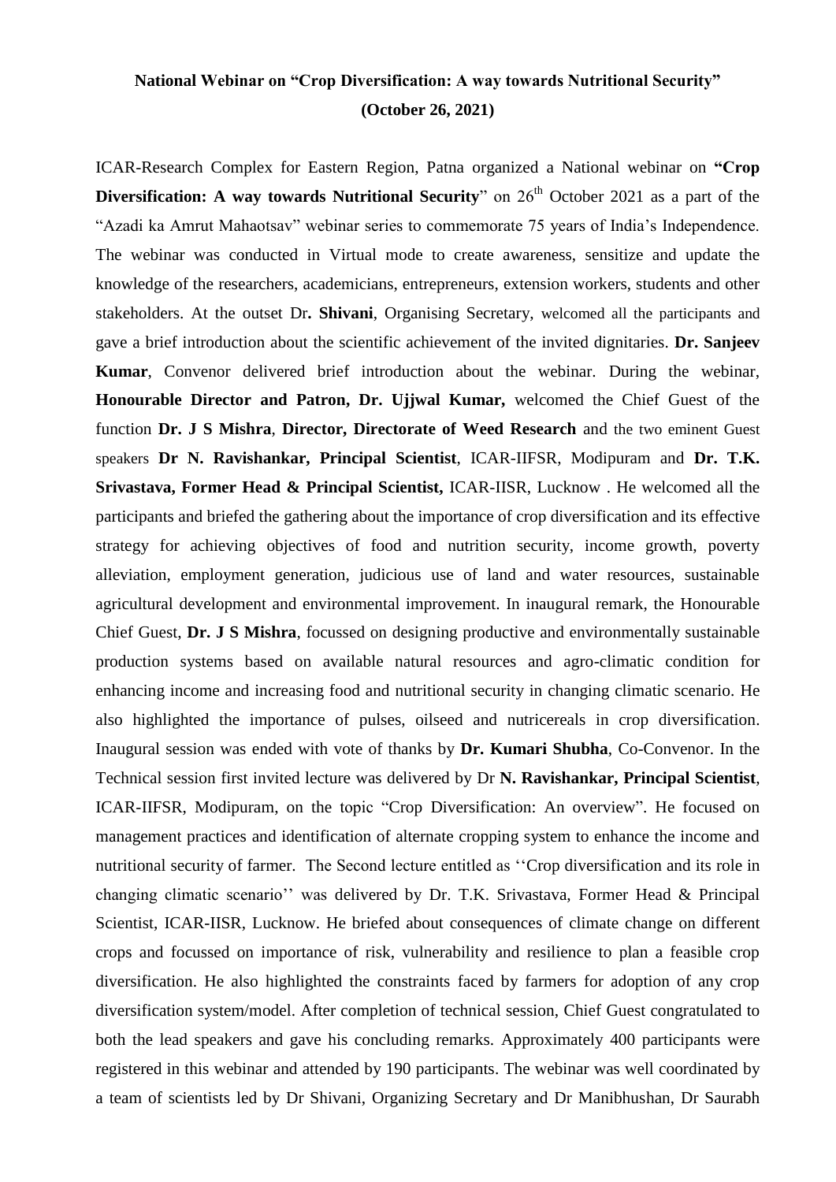**National Webinar on "Crop Diversification: A way towards Nutritional Security" (October 26, 2021)**

ICAR-Research Complex for Eastern Region, Patna organized a National webinar on **"Crop Diversification: A way towards Nutritional Security**" on 26th October 2021 as a part of the "Azadi ka Amrut Mahaotsav" webinar series to commemorate 75 years of India's Independence. The webinar was conducted in Virtual mode to create awareness, sensitize and update the knowledge of the researchers, academicians, entrepreneurs, extension workers, students and other stakeholders. At the outset Dr**. Shivani**, Organising Secretary, welcomed all the participants and gave a brief introduction about the scientific achievement of the invited dignitaries. **Dr. Sanjeev Kumar**, Convenor delivered brief introduction about the webinar. During the webinar, **Honourable Director and Patron, Dr. Ujjwal Kumar,** welcomed the Chief Guest of the function **Dr. J S Mishra**, **Director, Directorate of Weed Research** and the two eminent Guest speakers **Dr N. Ravishankar, Principal Scientist**, ICAR-IIFSR, Modipuram and **Dr. T.K. Srivastava, Former Head & Principal Scientist,** ICAR-IISR, Lucknow . He welcomed all the participants and briefed the gathering about the importance of crop diversification and its effective strategy for achieving objectives of food and nutrition security, income growth, poverty alleviation, employment generation, judicious use of land and water resources, sustainable agricultural development and environmental improvement. In inaugural remark, the Honourable Chief Guest, **Dr. J S Mishra**, focussed on designing productive and environmentally sustainable production systems based on available natural resources and agro-climatic condition for enhancing income and increasing food and nutritional security in changing climatic scenario. He also highlighted the importance of pulses, oilseed and nutricereals in crop diversification. Inaugural session was ended with vote of thanks by **Dr. Kumari Shubha**, Co-Convenor. In the Technical session first invited lecture was delivered by Dr **N. Ravishankar, Principal Scientist**, ICAR-IIFSR, Modipuram, on the topic "Crop Diversification: An overview". He focused on management practices and identification of alternate cropping system to enhance the income and nutritional security of farmer. The Second lecture entitled as ''Crop diversification and its role in changing climatic scenario'' was delivered by Dr. T.K. Srivastava, Former Head & Principal Scientist, ICAR-IISR, Lucknow. He briefed about consequences of climate change on different crops and focussed on importance of risk, vulnerability and resilience to plan a feasible crop diversification. He also highlighted the constraints faced by farmers for adoption of any crop diversification system/model. After completion of technical session, Chief Guest congratulated to both the lead speakers and gave his concluding remarks. Approximately 400 participants were registered in this webinar and attended by 190 participants. The webinar was well coordinated by a team of scientists led by Dr Shivani, Organizing Secretary and Dr Manibhushan, Dr Saurabh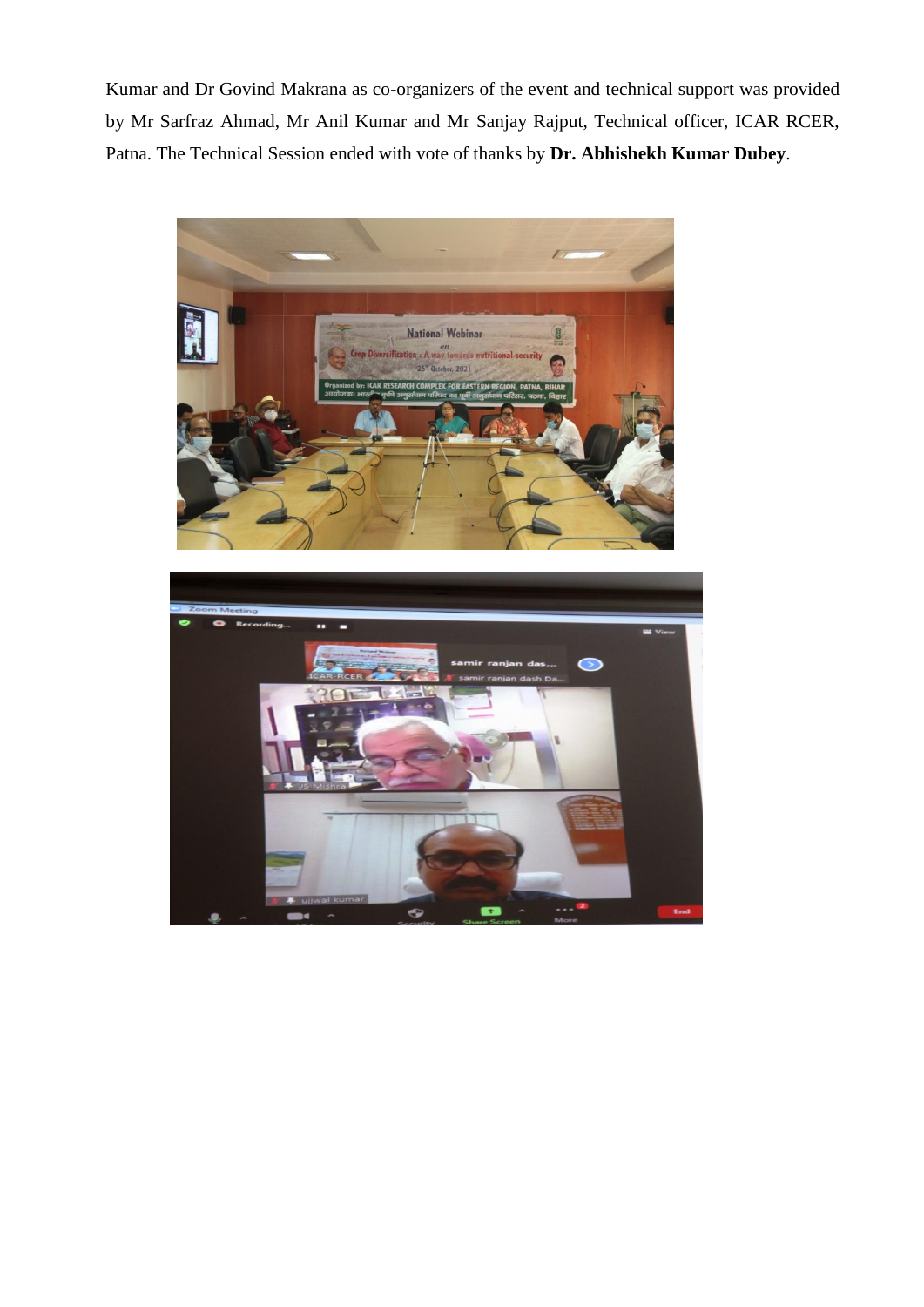Kumar and Dr Govind Makrana as co-organizers of the event and technical support was provided by Mr Sarfraz Ahmad, Mr Anil Kumar and Mr Sanjay Rajput, Technical officer, ICAR RCER, Patna. The Technical Session ended with vote of thanks by **Dr. Abhishekh Kumar Dubey**.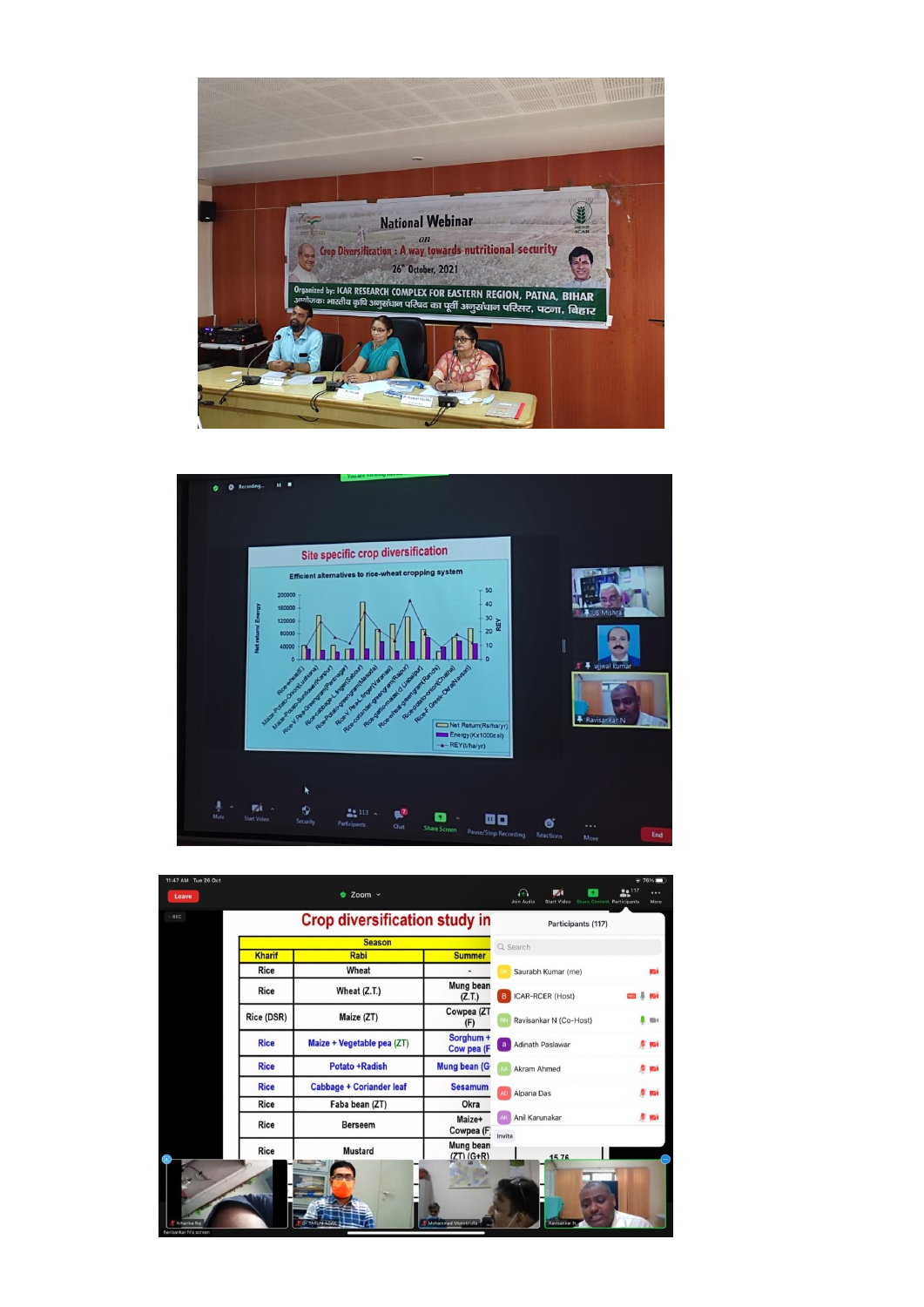National Webinar

on

Crop Diversification : A way towards nutritional security

26th October, 2021

Organized by: ICAR RESEARCH COMPLEX FOR EASTERN REGION, PATNA, BIHAR

आयोजक: भारतीय कृषि अनुसंधान परिषद का पूर्वी अनुसंधान परिसर, पटना, बिहार

Site specific crop diversification

Efficient alternatives to rice-wheat cropping system

Net returns/ Energy

REY

Net Return(Rs/ha/yr)

Energy(Kx1000cal)

REY(t/ha/yr)

Crop diversification study in

| Season | | |
|---|---|---|
| Kharif | Rabi | Summer |
| Rice | Wheat | - |
| Rice | Wheat (Z.T.) | Mung bean (Z.T.) |
| Rice (DSR) | Maize (ZT) | Cowpea (ZT (F) |
| Rice | Maize + Vegetable pea (ZT) | Sorghum + Cow pea (F |
| Rice | Potato +Radish | Mung bean (G |
| Rice | Cabbage + Coriander leaf | Sesamum |
| Rice | Faba bean (ZT) | Okra |
| Rice | Berseem | Maize+ Cowpea (F |
| Rice | Mustard | Mung bean (ZT) (G+R) |

Participants (117)